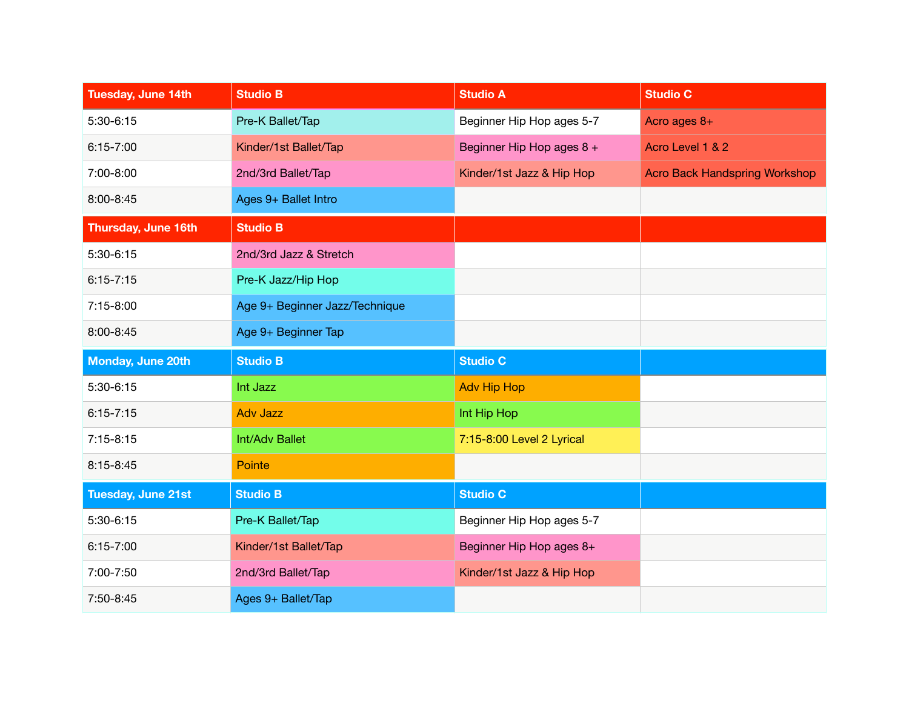| Tuesday, June 14th | Studio B | Studio A | Studio C |
|---|---|---|---|
| 5:30-6:15 | Pre-K Ballet/Tap | Beginner Hip Hop ages 5-7 | Acro ages 8+ |
| 6:15-7:00 | Kinder/1st Ballet/Tap | Beginner Hip Hop ages 8 + | Acro Level 1 & 2 |
| 7:00-8:00 | 2nd/3rd Ballet/Tap | Kinder/1st Jazz & Hip Hop | Acro Back Handspring Workshop |
| 8:00-8:45 | Ages 9+ Ballet Intro | | |
| **Thursday, June 16th** | **Studio B** | | |
| 5:30-6:15 | 2nd/3rd Jazz & Stretch | | |
| 6:15-7:15 | Pre-K Jazz/Hip Hop | | |
| 7:15-8:00 | Age 9+ Beginner Jazz/Technique | | |
| 8:00-8:45 | Age 9+ Beginner Tap | | |
| **Monday, June 20th** | **Studio B** | **Studio C** | |
| 5:30-6:15 | Int Jazz | Adv Hip Hop | |
| 6:15-7:15 | Adv Jazz | Int Hip Hop | |
| 7:15-8:15 | Int/Adv Ballet | 7:15-8:00 Level 2 Lyrical | |
| 8:15-8:45 | Pointe | | |
| **Tuesday, June 21st** | **Studio B** | **Studio C** | |
| 5:30-6:15 | Pre-K Ballet/Tap | Beginner Hip Hop ages 5-7 | |
| 6:15-7:00 | Kinder/1st Ballet/Tap | Beginner Hip Hop ages 8+ | |
| 7:00-7:50 | 2nd/3rd Ballet/Tap | Kinder/1st Jazz & Hip Hop | |
| 7:50-8:45 | Ages 9+ Ballet/Tap | | |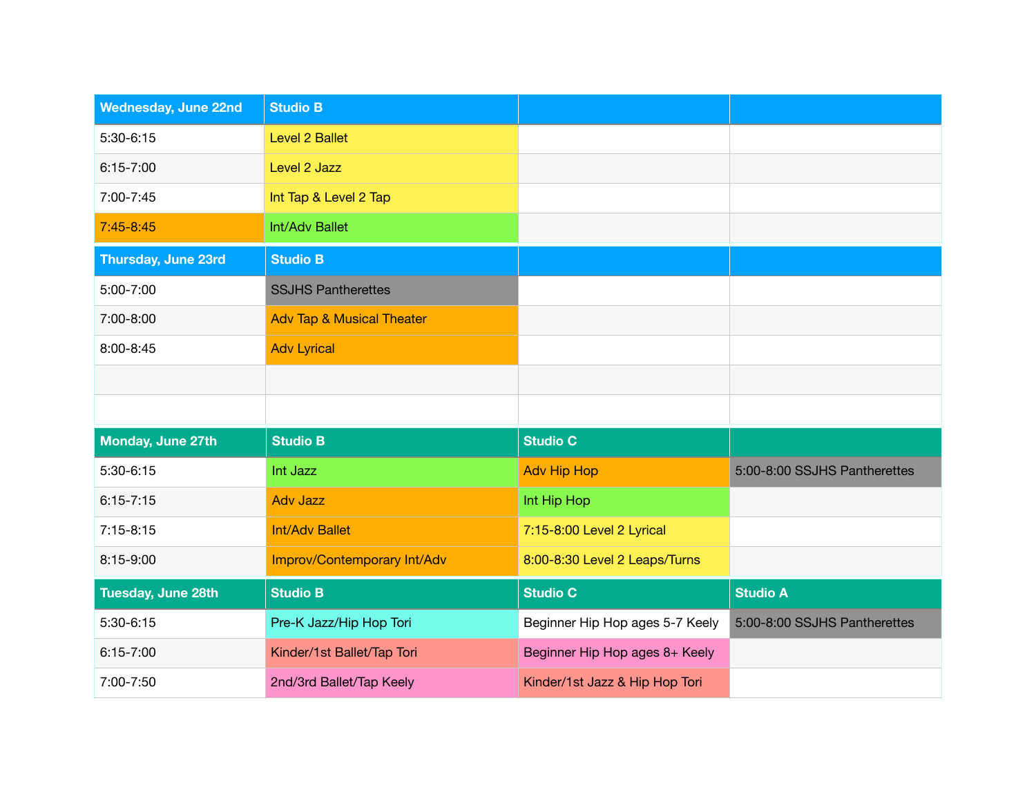| Wednesday, June 22nd | Studio B | | |
|---|---|---|---|
| 5:30-6:15 | Level 2 Ballet | | |
| 6:15-7:00 | Level 2 Jazz | | |
| 7:00-7:45 | Int Tap & Level 2 Tap | | |
| 7:45-8:45 | Int/Adv Ballet | | |
| **Thursday, June 23rd** | **Studio B** | | |
| 5:00-7:00 | SSJHS Pantherettes | | |
| 7:00-8:00 | Adv Tap & Musical Theater | | |
| 8:00-8:45 | Adv Lyrical | | |
| | | | |
| | | | |
| **Monday, June 27th** | **Studio B** | **Studio C** | |
| 5:30-6:15 | Int Jazz | Adv Hip Hop | 5:00-8:00 SSJHS Pantherettes |
| 6:15-7:15 | Adv Jazz | Int Hip Hop | |
| 7:15-8:15 | Int/Adv Ballet | 7:15-8:00 Level 2 Lyrical | |
| 8:15-9:00 | Improv/Contemporary Int/Adv | 8:00-8:30 Level 2 Leaps/Turns | |
| **Tuesday, June 28th** | **Studio B** | **Studio C** | **Studio A** |
| 5:30-6:15 | Pre-K Jazz/Hip Hop Tori | Beginner Hip Hop ages 5-7 Keely | 5:00-8:00 SSJHS Pantherettes |
| 6:15-7:00 | Kinder/1st Ballet/Tap Tori | Beginner Hip Hop ages 8+ Keely | |
| 7:00-7:50 | 2nd/3rd Ballet/Tap Keely | Kinder/1st Jazz & Hip Hop Tori | |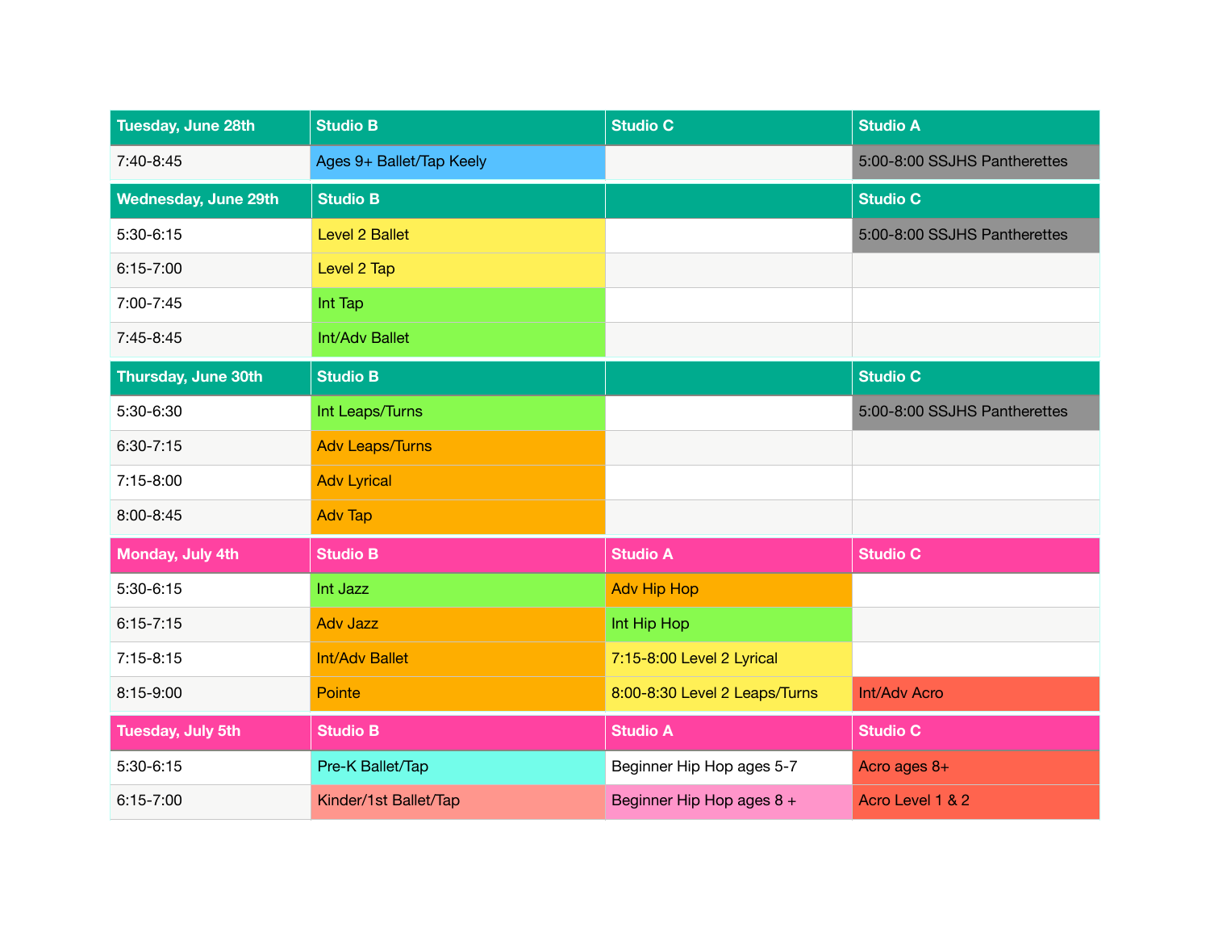| Tuesday, June 28th | Studio B | Studio C | Studio A |
| --- | --- | --- | --- |
| 7:40-8:45 | Ages 9+ Ballet/Tap Keely | | 5:00-8:00 SSJHS Pantherettes |
| **Wednesday, June 29th** | **Studio B** | | **Studio C** |
| 5:30-6:15 | Level 2 Ballet | | 5:00-8:00 SSJHS Pantherettes |
| 6:15-7:00 | Level 2 Tap | | |
| 7:00-7:45 | Int Tap | | |
| 7:45-8:45 | Int/Adv Ballet | | |
| **Thursday, June 30th** | **Studio B** | | **Studio C** |
| 5:30-6:30 | Int Leaps/Turns | | 5:00-8:00 SSJHS Pantherettes |
| 6:30-7:15 | Adv Leaps/Turns | | |
| 7:15-8:00 | Adv Lyrical | | |
| 8:00-8:45 | Adv Tap | | |
| **Monday, July 4th** | **Studio B** | **Studio A** | **Studio C** |
| 5:30-6:15 | Int Jazz | Adv Hip Hop | |
| 6:15-7:15 | Adv Jazz | Int Hip Hop | |
| 7:15-8:15 | Int/Adv Ballet | 7:15-8:00 Level 2 Lyrical | |
| 8:15-9:00 | Pointe | 8:00-8:30 Level 2 Leaps/Turns | Int/Adv Acro |
| **Tuesday, July 5th** | **Studio B** | **Studio A** | **Studio C** |
| 5:30-6:15 | Pre-K Ballet/Tap | Beginner Hip Hop ages 5-7 | Acro ages 8+ |
| 6:15-7:00 | Kinder/1st Ballet/Tap | Beginner Hip Hop ages 8 + | Acro Level 1 & 2 |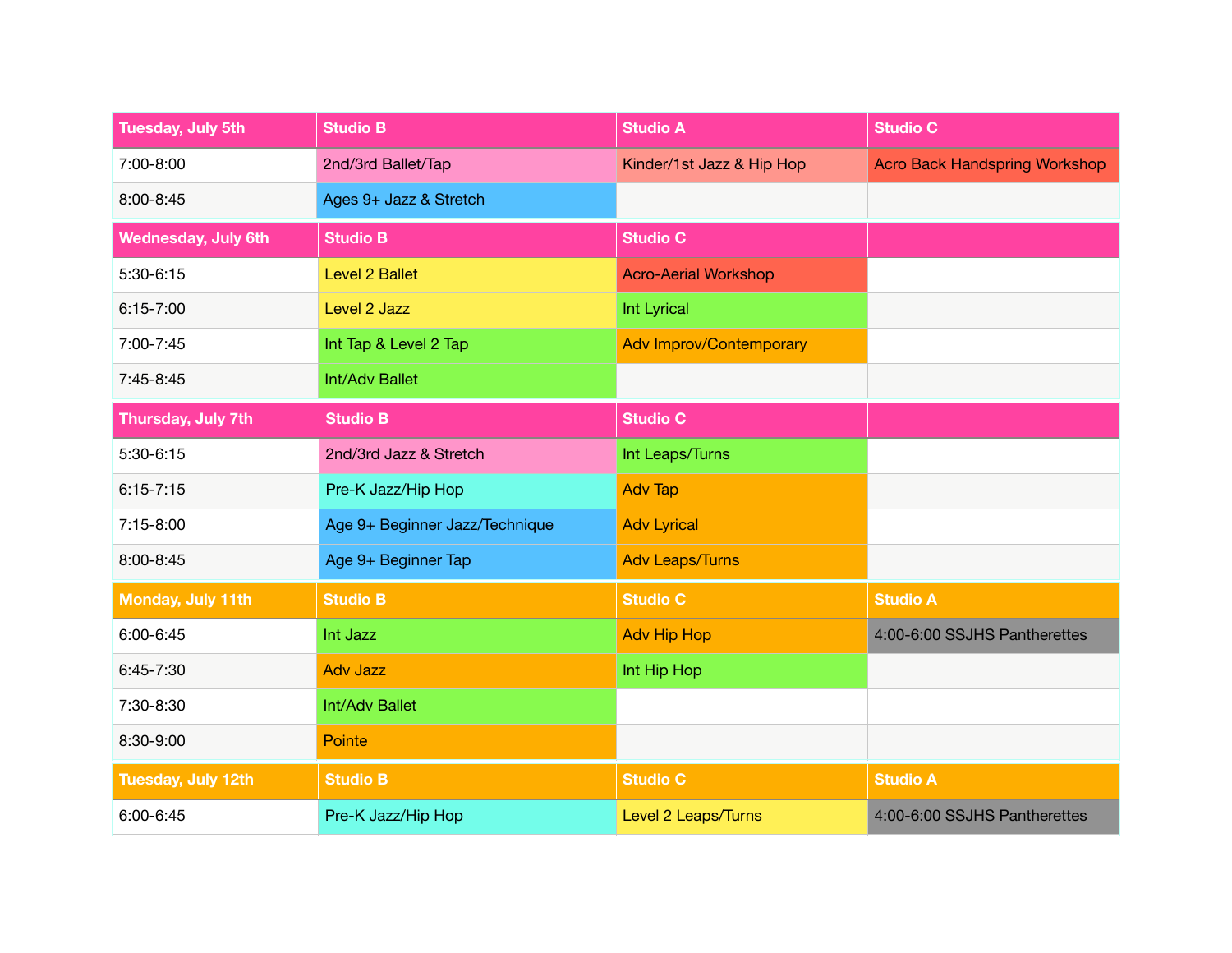| Tuesday, July 5th | Studio B | Studio A | Studio C |
|---|---|---|---|
| 7:00-8:00 | 2nd/3rd Ballet/Tap | Kinder/1st Jazz & Hip Hop | Acro Back Handspring Workshop |
| 8:00-8:45 | Ages 9+ Jazz & Stretch | | |

| Wednesday, July 6th | Studio B | Studio C | |
|---|---|---|---|
| 5:30-6:15 | Level 2 Ballet | Acro-Aerial Workshop | |
| 6:15-7:00 | Level 2 Jazz | Int Lyrical | |
| 7:00-7:45 | Int Tap & Level 2 Tap | Adv Improv/Contemporary | |
| 7:45-8:45 | Int/Adv Ballet | | |

| Thursday, July 7th | Studio B | Studio C | |
|---|---|---|---|
| 5:30-6:15 | 2nd/3rd Jazz & Stretch | Int Leaps/Turns | |
| 6:15-7:15 | Pre-K Jazz/Hip Hop | Adv Tap | |
| 7:15-8:00 | Age 9+ Beginner Jazz/Technique | Adv Lyrical | |
| 8:00-8:45 | Age 9+ Beginner Tap | Adv Leaps/Turns | |

| Monday, July 11th | Studio B | Studio C | Studio A |
|---|---|---|---|
| 6:00-6:45 | Int Jazz | Adv Hip Hop | 4:00-6:00 SSJHS Pantherettes |
| 6:45-7:30 | Adv Jazz | Int Hip Hop | |
| 7:30-8:30 | Int/Adv Ballet | | |
| 8:30-9:00 | Pointe | | |

| Tuesday, July 12th | Studio B | Studio C | Studio A |
|---|---|---|---|
| 6:00-6:45 | Pre-K Jazz/Hip Hop | Level 2 Leaps/Turns | 4:00-6:00 SSJHS Pantherettes |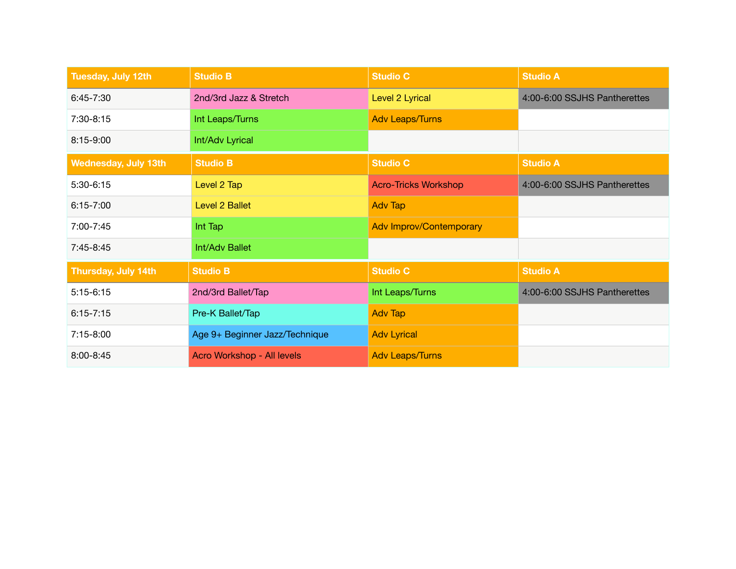| Tuesday, July 12th | Studio B | Studio C | Studio A |
|---|---|---|---|
| 6:45-7:30 | 2nd/3rd Jazz & Stretch | Level 2 Lyrical | 4:00-6:00 SSJHS Pantherettes |
| 7:30-8:15 | Int Leaps/Turns | Adv Leaps/Turns | |
| 8:15-9:00 | Int/Adv Lyrical | | |

| Wednesday, July 13th | Studio B | Studio C | Studio A |
|---|---|---|---|
| 5:30-6:15 | Level 2 Tap | Acro-Tricks Workshop | 4:00-6:00 SSJHS Pantherettes |
| 6:15-7:00 | Level 2 Ballet | Adv Tap | |
| 7:00-7:45 | Int Tap | Adv Improv/Contemporary | |
| 7:45-8:45 | Int/Adv Ballet | | |

| Thursday, July 14th | Studio B | Studio C | Studio A |
|---|---|---|---|
| 5:15-6:15 | 2nd/3rd Ballet/Tap | Int Leaps/Turns | 4:00-6:00 SSJHS Pantherettes |
| 6:15-7:15 | Pre-K Ballet/Tap | Adv Tap | |
| 7:15-8:00 | Age 9+ Beginner Jazz/Technique | Adv Lyrical | |
| 8:00-8:45 | Acro Workshop - All levels | Adv Leaps/Turns | |